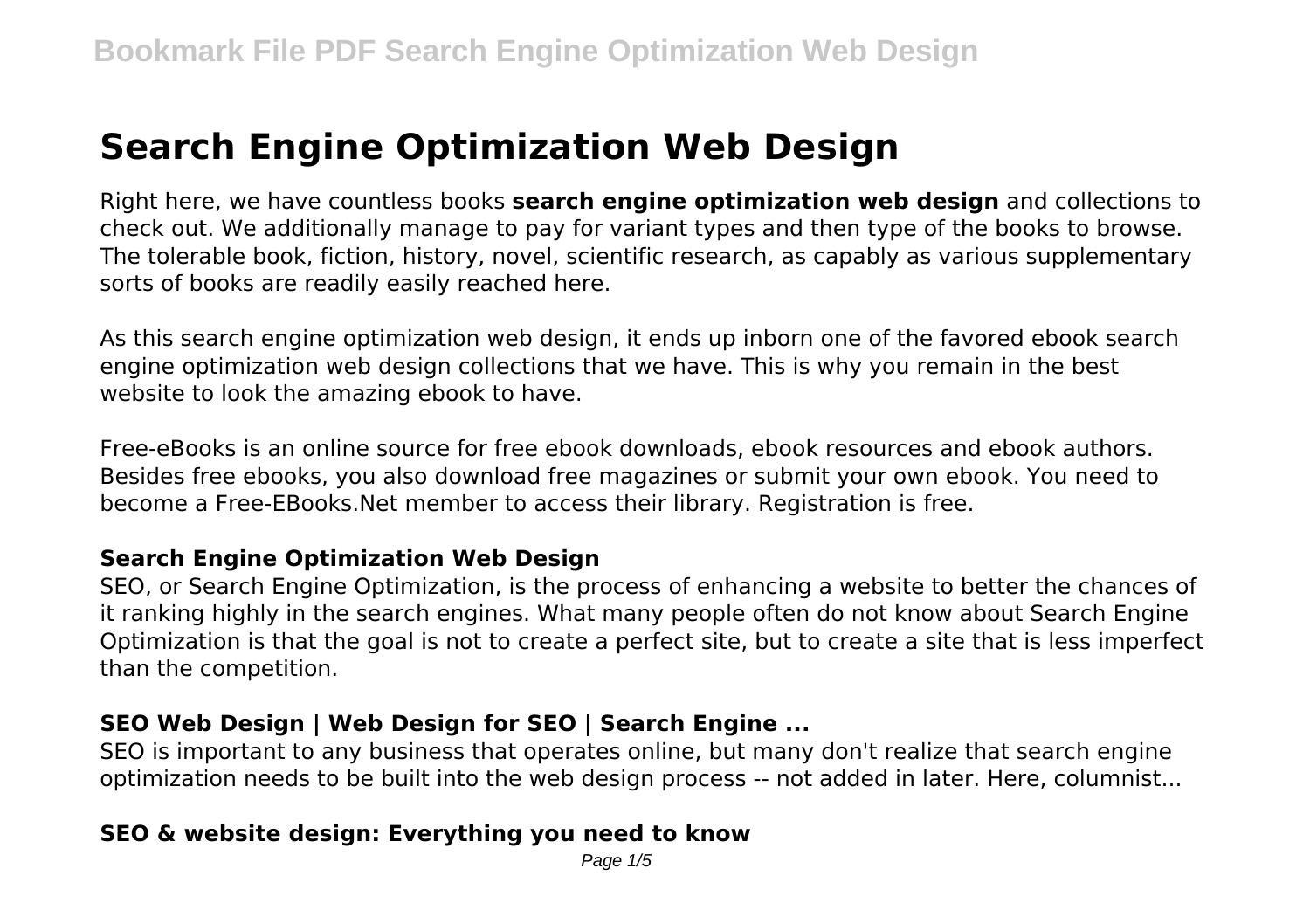# Search Engine Optimization Web Design

Right here, we have countless books **search engine optimization web design** and collections to check out. We additionally manage to pay for variant types and then type of the books to browse. The tolerable book, fiction, history, novel, scientific research, as capably as various supplementary sorts of books are readily easily reached here.

As this search engine optimization web design, it ends up inborn one of the favored ebook search engine optimization web design collections that we have. This is why you remain in the best website to look the amazing ebook to have.

Free-eBooks is an online source for free ebook downloads, ebook resources and ebook authors. Besides free ebooks, you also download free magazines or submit your own ebook. You need to become a Free-EBooks.Net member to access their library. Registration is free.

### Search Engine Optimization Web Design

SEO, or Search Engine Optimization, is the process of enhancing a website to better the chances of it ranking highly in the search engines. What many people often do not know about Search Engine Optimization is that the goal is not to create a perfect site, but to create a site that is less imperfect than the competition.

### SEO Web Design | Web Design for SEO | Search Engine ...

SEO is important to any business that operates online, but many don't realize that search engine optimization needs to be built into the web design process -- not added in later. Here, columnist...

### SEO & website design: Everything you need to know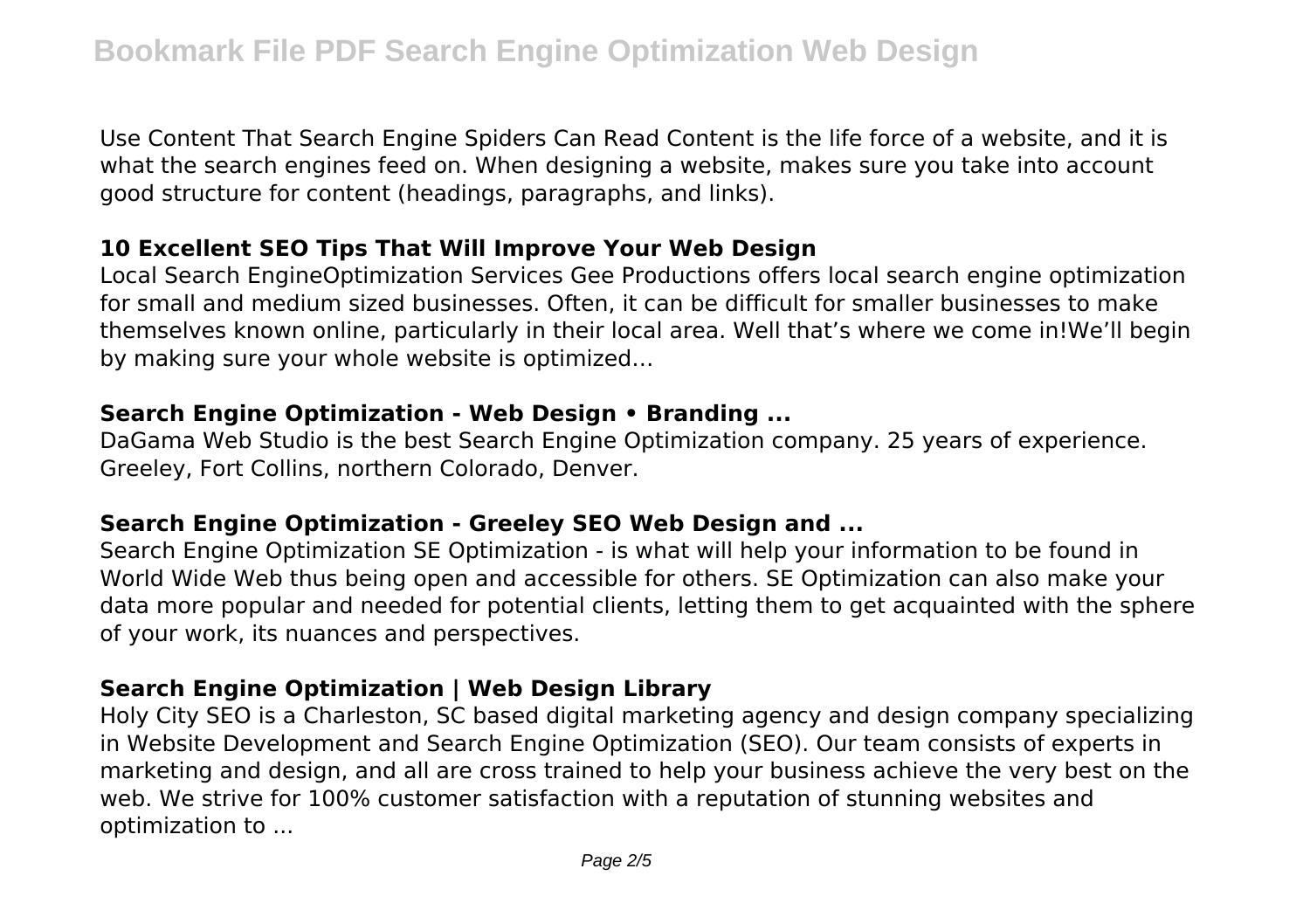Use Content That Search Engine Spiders Can Read Content is the life force of a website, and it is what the search engines feed on. When designing a website, makes sure you take into account good structure for content (headings, paragraphs, and links).

### 10 Excellent SEO Tips That Will Improve Your Web Design

Local Search EngineOptimization Services Gee Productions offers local search engine optimization for small and medium sized businesses. Often, it can be difficult for smaller businesses to make themselves known online, particularly in their local area. Well that's where we come in!We'll begin by making sure your whole website is optimized…

### Search Engine Optimization - Web Design • Branding ...

DaGama Web Studio is the best Search Engine Optimization company. 25 years of experience. Greeley, Fort Collins, northern Colorado, Denver.

### Search Engine Optimization - Greeley SEO Web Design and ...

Search Engine Optimization SE Optimization - is what will help your information to be found in World Wide Web thus being open and accessible for others. SE Optimization can also make your data more popular and needed for potential clients, letting them to get acquainted with the sphere of your work, its nuances and perspectives.

### Search Engine Optimization | Web Design Library

Holy City SEO is a Charleston, SC based digital marketing agency and design company specializing in Website Development and Search Engine Optimization (SEO). Our team consists of experts in marketing and design, and all are cross trained to help your business achieve the very best on the web. We strive for 100% customer satisfaction with a reputation of stunning websites and optimization to ...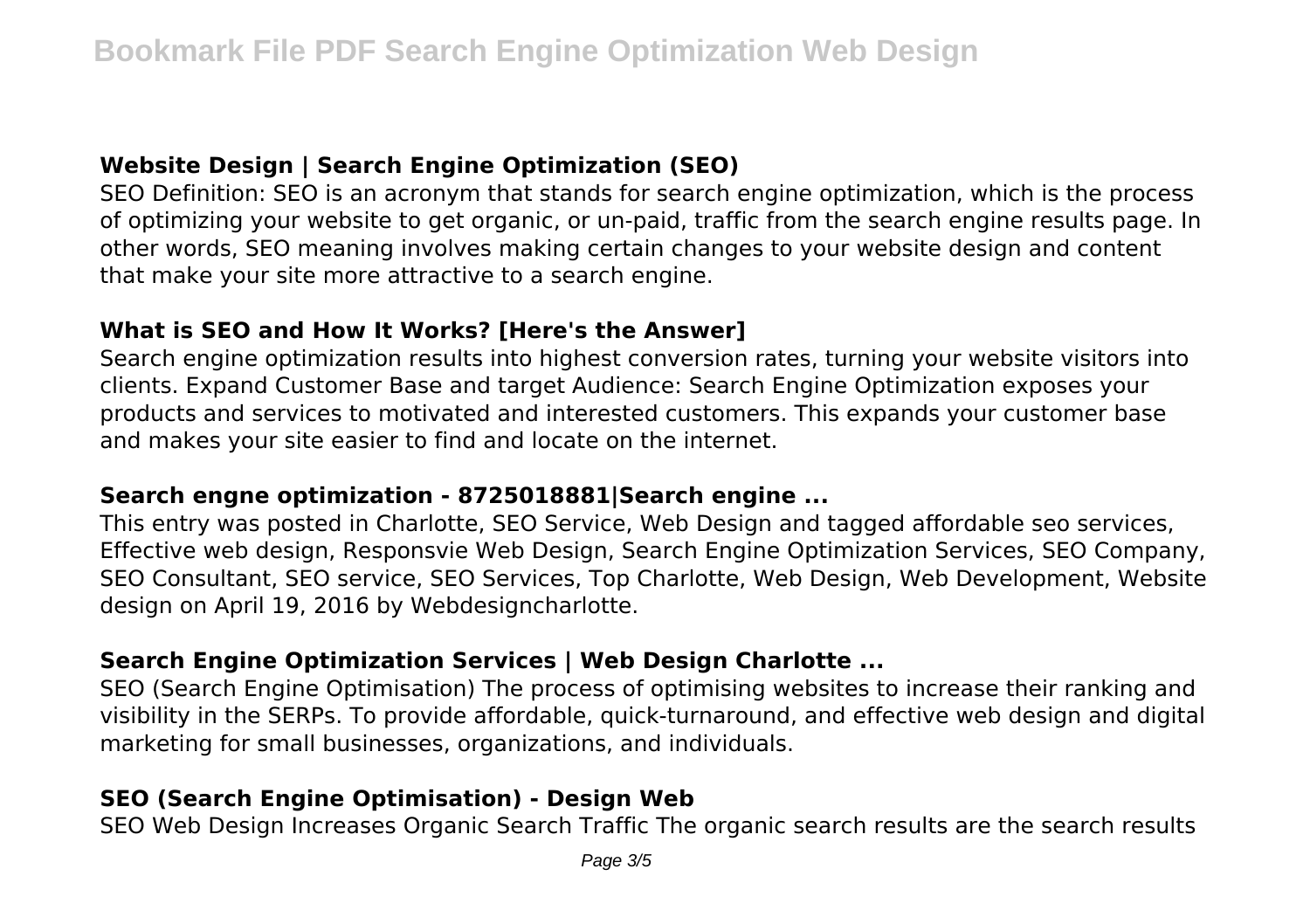### Website Design | Search Engine Optimization (SEO)

SEO Definition: SEO is an acronym that stands for search engine optimization, which is the process of optimizing your website to get organic, or un-paid, traffic from the search engine results page. In other words, SEO meaning involves making certain changes to your website design and content that make your site more attractive to a search engine.

### What is SEO and How It Works? [Here's the Answer]

Search engine optimization results into highest conversion rates, turning your website visitors into clients. Expand Customer Base and target Audience: Search Engine Optimization exposes your products and services to motivated and interested customers. This expands your customer base and makes your site easier to find and locate on the internet.

### Search engne optimization - 8725018881|Search engine ...

This entry was posted in Charlotte, SEO Service, Web Design and tagged affordable seo services, Effective web design, Responsvie Web Design, Search Engine Optimization Services, SEO Company, SEO Consultant, SEO service, SEO Services, Top Charlotte, Web Design, Web Development, Website design on April 19, 2016 by Webdesigncharlotte.

### Search Engine Optimization Services | Web Design Charlotte ...

SEO (Search Engine Optimisation) The process of optimising websites to increase their ranking and visibility in the SERPs. To provide affordable, quick-turnaround, and effective web design and digital marketing for small businesses, organizations, and individuals.

### SEO (Search Engine Optimisation) - Design Web

SEO Web Design Increases Organic Search Traffic The organic search results are the search results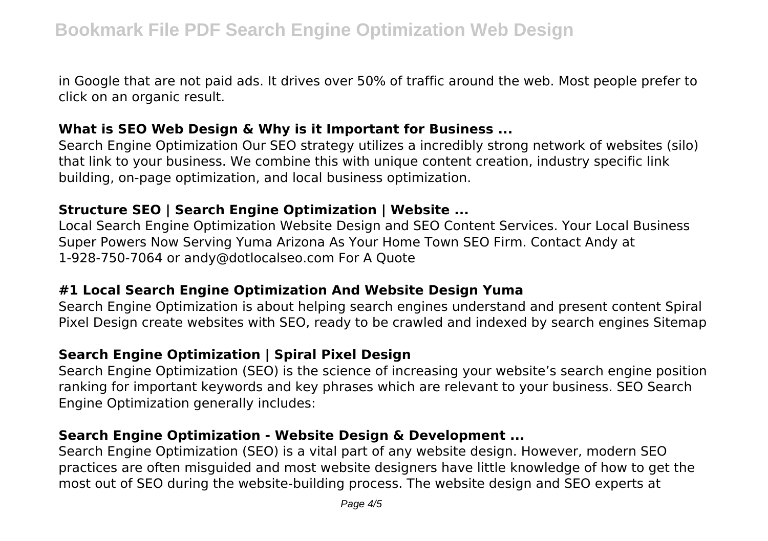in Google that are not paid ads. It drives over 50% of traffic around the web. Most people prefer to click on an organic result.

### What is SEO Web Design & Why is it Important for Business ...

Search Engine Optimization Our SEO strategy utilizes a incredibly strong network of websites (silo) that link to your business. We combine this with unique content creation, industry specific link building, on-page optimization, and local business optimization.

### Structure SEO | Search Engine Optimization | Website ...

Local Search Engine Optimization Website Design and SEO Content Services. Your Local Business Super Powers Now Serving Yuma Arizona As Your Home Town SEO Firm. Contact Andy at 1-928-750-7064 or andy@dotlocalseo.com For A Quote

### #1 Local Search Engine Optimization And Website Design Yuma

Search Engine Optimization is about helping search engines understand and present content Spiral Pixel Design create websites with SEO, ready to be crawled and indexed by search engines Sitemap

### Search Engine Optimization | Spiral Pixel Design

Search Engine Optimization (SEO) is the science of increasing your website's search engine position ranking for important keywords and key phrases which are relevant to your business. SEO Search Engine Optimization generally includes:

### Search Engine Optimization - Website Design & Development ...

Search Engine Optimization (SEO) is a vital part of any website design. However, modern SEO practices are often misguided and most website designers have little knowledge of how to get the most out of SEO during the website-building process. The website design and SEO experts at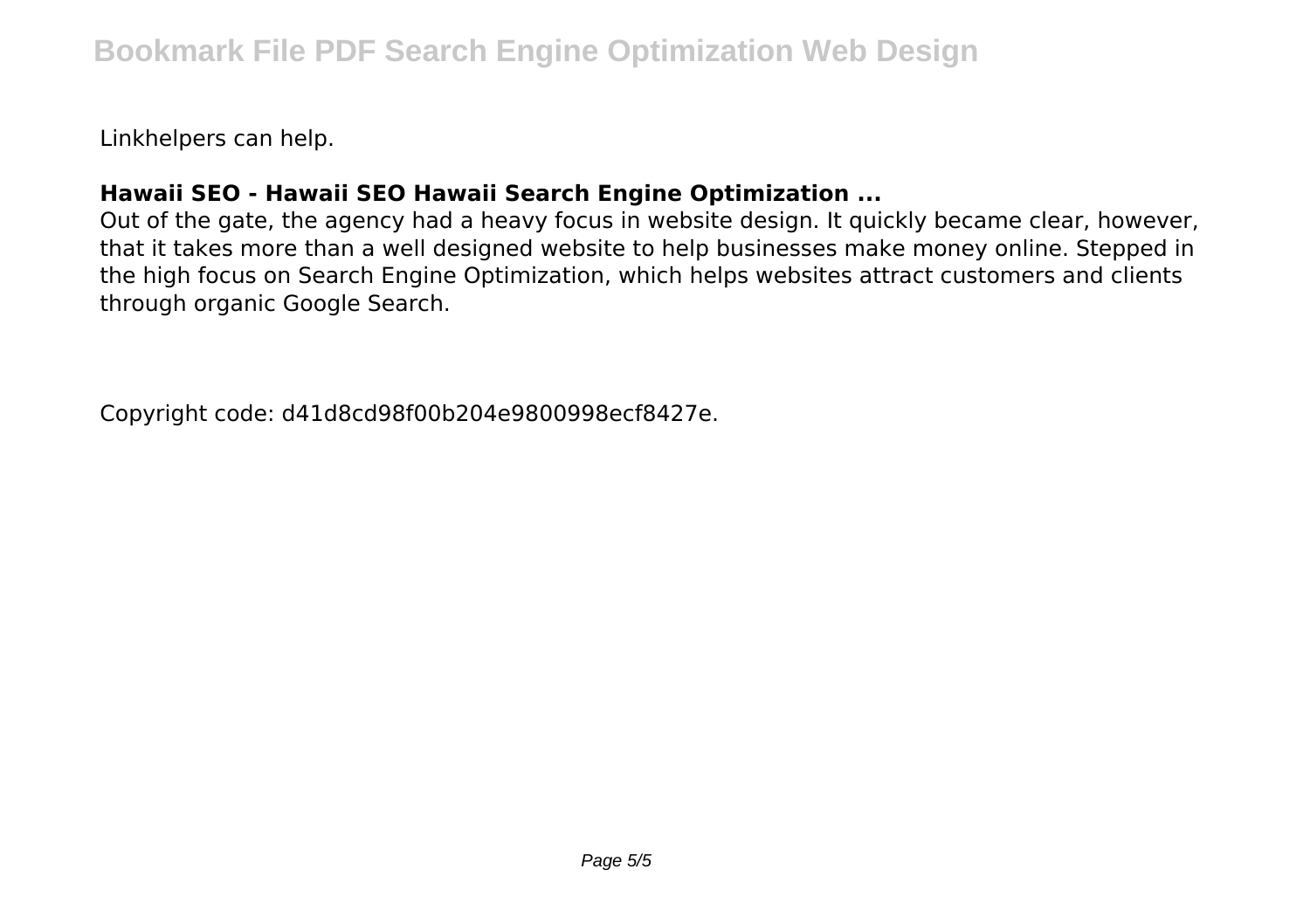Linkhelpers can help.

**Hawaii SEO - Hawaii SEO Hawaii Search Engine Optimization ...**

Out of the gate, the agency had a heavy focus in website design. It quickly became clear, however, that it takes more than a well designed website to help businesses make money online. Stepped in the high focus on Search Engine Optimization, which helps websites attract customers and clients through organic Google Search.

Copyright code: d41d8cd98f00b204e9800998ecf8427e.